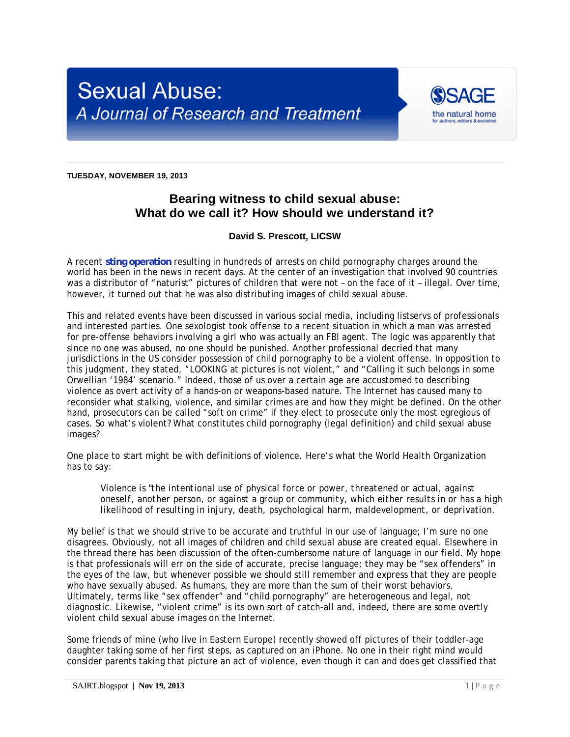# Sexual Abuse: A Journal of Research and Treatment

**TUESDAY, NOVEMBER 19, 2013**

## Bearing witness to child sexual abuse: What do we call it? How should we understand it?

**David S. Prescott, LICSW**

A recent **sting operation** resulting in hundreds of arrests on child pornography charges around the world has been in the news in recent days. At the center of an investigation that involved 90 countries was a distributor of "naturist" pictures of children that were not – on the face of it – illegal. Over time, however, it turned out that he was also distributing images of child sexual abuse.

This and related events have been discussed in various social media, including listservs of professionals and interested parties. One sexologist took offense to a recent situation in which a man was arrested for pre-offense behaviors involving a girl who was actually an FBI agent. The logic was apparently that since no one was abused, no one should be punished. Another professional decried that many jurisdictions in the US consider possession of child pornography to be a violent offense. In opposition to this judgment, they stated, "LOOKING at pictures is not violent," and "Calling it such belongs in some Orwellian '1984' scenario." Indeed, those of us over a certain age are accustomed to describing violence as overt activity of a hands-on or weapons-based nature. The Internet has caused many to reconsider what stalking, violence, and similar crimes are and how they might be defined. On the other hand, prosecutors can be called "soft on crime" if they elect to prosecute only the most egregious of cases. So what's violent? What constitutes child pornography (legal definition) and child sexual abuse images?

One place to start might be with definitions of violence. Here's what the World Health Organization has to say:

> Violence is "the intentional use of physical force or power, threatened or actual, against oneself, another person, or against a group or community, which either results in or has a high likelihood of resulting in injury, death, psychological harm, maldevelopment, or deprivation.

My belief is that we should strive to be accurate and truthful in our use of language; I'm sure no one disagrees. Obviously, not all images of children and child sexual abuse are created equal. Elsewhere in the thread there has been discussion of the often-cumbersome nature of language in our field. My hope is that professionals will err on the side of accurate, precise language; they may be "sex offenders" in the eyes of the law, but whenever possible we should still remember and express that they are people who have sexually abused. As humans, they are more than the sum of their worst behaviors. Ultimately, terms like "sex offender" and "child pornography" are heterogeneous and legal, not diagnostic. Likewise, "violent crime" is its own sort of catch-all and, indeed, there are some overtly violent child sexual abuse images on the Internet.

Some friends of mine (who live in Eastern Europe) recently showed off pictures of their toddler-age daughter taking some of her first steps, as captured on an iPhone. No one in their right mind would consider parents taking that picture an act of violence, even though it can and does get classified that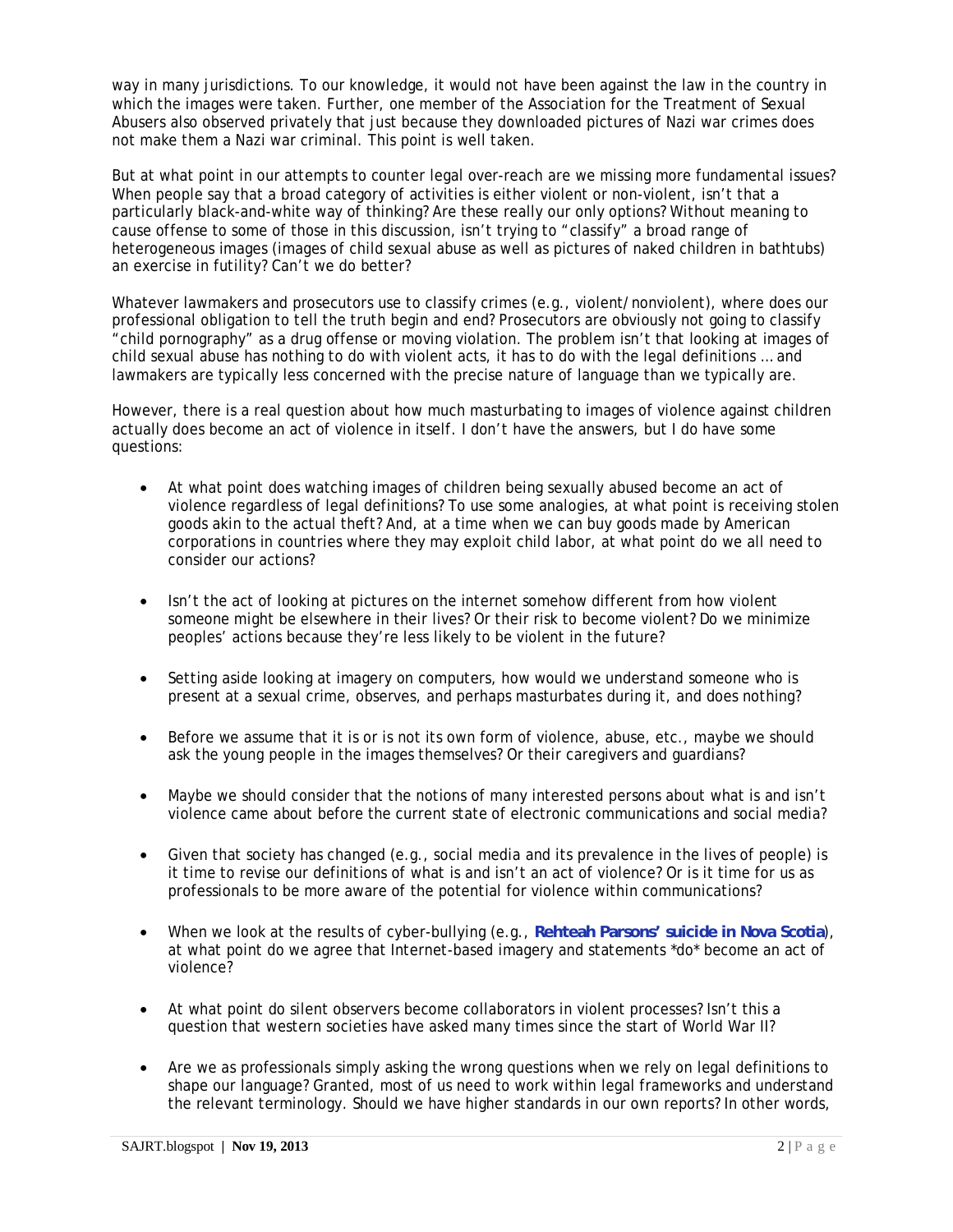way in many jurisdictions. To our knowledge, it would not have been against the law in the country in which the images were taken. Further, one member of the Association for the Treatment of Sexual Abusers also observed privately that just because they downloaded pictures of Nazi war crimes does not make them a Nazi war criminal. This point is well taken.

But at what point in our attempts to counter legal over-reach are we missing more fundamental issues? When people say that a broad category of activities is either violent or non-violent, isn't that a particularly black-and-white way of thinking? Are these really our only options? Without meaning to cause offense to some of those in this discussion, isn't trying to "classify" a broad range of heterogeneous images (images of child sexual abuse as well as pictures of naked children in bathtubs) an exercise in futility? Can't we do better?

Whatever lawmakers and prosecutors use to classify crimes (e.g., violent/nonviolent), where does our professional obligation to tell the truth begin and end? Prosecutors are obviously not going to classify "child pornography" as a drug offense or moving violation. The problem isn't that looking at images of child sexual abuse has nothing to do with violent acts, it has to do with the legal definitions … and lawmakers are typically less concerned with the precise nature of language than we typically are.

However, there is a real question about how much masturbating to images of violence against children actually does become an act of violence in itself. I don't have the answers, but I do have some questions:

- At what point does watching images of children being sexually abused become an act of violence regardless of legal definitions? To use some analogies, at what point is receiving stolen goods akin to the actual theft? And, at a time when we can buy goods made by American corporations in countries where they may exploit child labor, at what point do we all need to consider our actions?

- Isn't the act of looking at pictures on the internet somehow different from how violent someone might be elsewhere in their lives? Or their risk to become violent? Do we minimize peoples' actions because they're less likely to be violent in the future?

- Setting aside looking at imagery on computers, how would we understand someone who is present at a sexual crime, observes, and perhaps masturbates during it, and does nothing?

- Before we assume that it is or is not its own form of violence, abuse, etc., maybe we should ask the young people in the images themselves? Or their caregivers and guardians?

- Maybe we should consider that the notions of many interested persons about what is and isn't violence came about before the current state of electronic communications and social media?

- Given that society has changed (e.g., social media and its prevalence in the lives of people) is it time to revise our definitions of what is and isn't an act of violence? Or is it time for us as professionals to be more aware of the potential for violence within communications?

- When we look at the results of cyber-bullying (e.g., **Rehteah Parsons' suicide in Nova Scotia**), at what point do we agree that Internet-based imagery and statements *do* become an act of violence?

- At what point do silent observers become collaborators in violent processes? Isn't this a question that western societies have asked many times since the start of World War II?

- Are we as professionals simply asking the wrong questions when we rely on legal definitions to shape our language? Granted, most of us need to work within legal frameworks and understand the relevant terminology. Should we have higher standards in our own reports? In other words,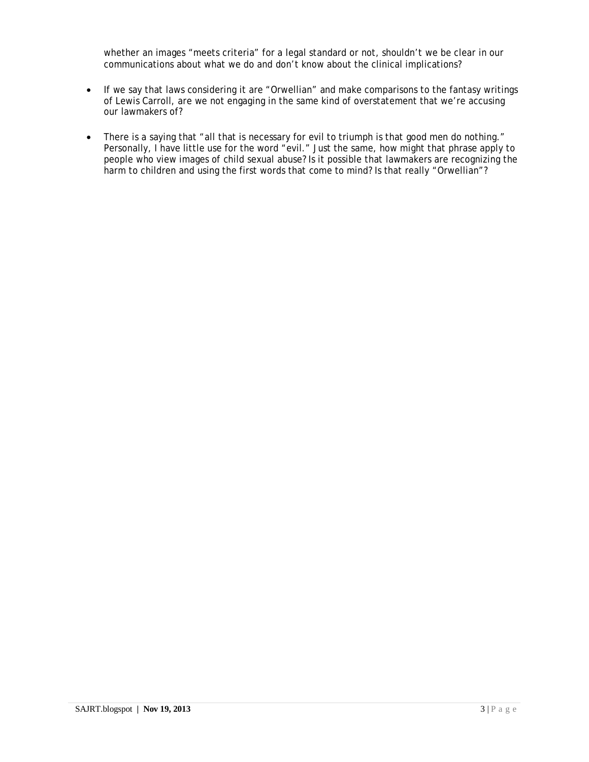whether an images "meets criteria" for a legal standard or not, shouldn't we be clear in our communications about what we do and don't know about the clinical implications?

- If we say that laws considering it are "Orwellian" and make comparisons to the fantasy writings of Lewis Carroll, are we not engaging in the same kind of overstatement that we're accusing our lawmakers of?
- There is a saying that "all that is necessary for evil to triumph is that good men do nothing." Personally, I have little use for the word "evil." Just the same, how might that phrase apply to people who view images of child sexual abuse? Is it possible that lawmakers are recognizing the harm to children and using the first words that come to mind? Is that really "Orwellian"?